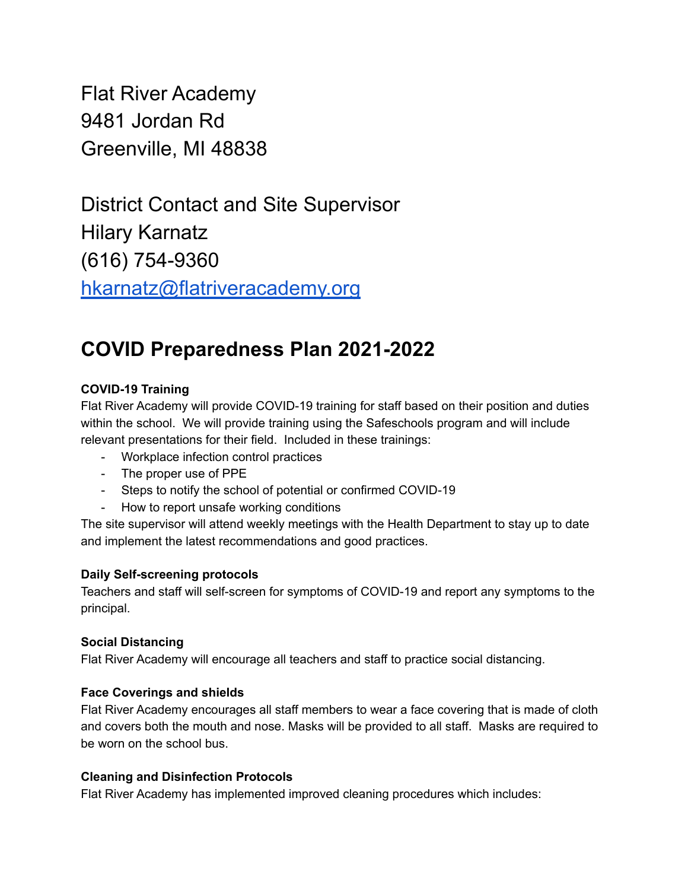Flat River Academy
9481 Jordan Rd
Greenville, MI 48838

District Contact and Site Supervisor
Hilary Karnatz
(616) 754-9360
[hkarnatz@flatriveracademy.org](mailto:hkarnatz@flatriveracademy.org)

# COVID Preparedness Plan 2021-2022

**COVID-19 Training**

Flat River Academy will provide COVID-19 training for staff based on their position and duties within the school. We will provide training using the Safeschools program and will include relevant presentations for their field. Included in these trainings:

- Workplace infection control practices
- The proper use of PPE
- Steps to notify the school of potential or confirmed COVID-19
- How to report unsafe working conditions

The site supervisor will attend weekly meetings with the Health Department to stay up to date and implement the latest recommendations and good practices.

**Daily Self-screening protocols**

Teachers and staff will self-screen for symptoms of COVID-19 and report any symptoms to the principal.

**Social Distancing**

Flat River Academy will encourage all teachers and staff to practice social distancing.

**Face Coverings and shields**

Flat River Academy encourages all staff members to wear a face covering that is made of cloth and covers both the mouth and nose. Masks will be provided to all staff. Masks are required to be worn on the school bus.

**Cleaning and Disinfection Protocols**

Flat River Academy has implemented improved cleaning procedures which includes: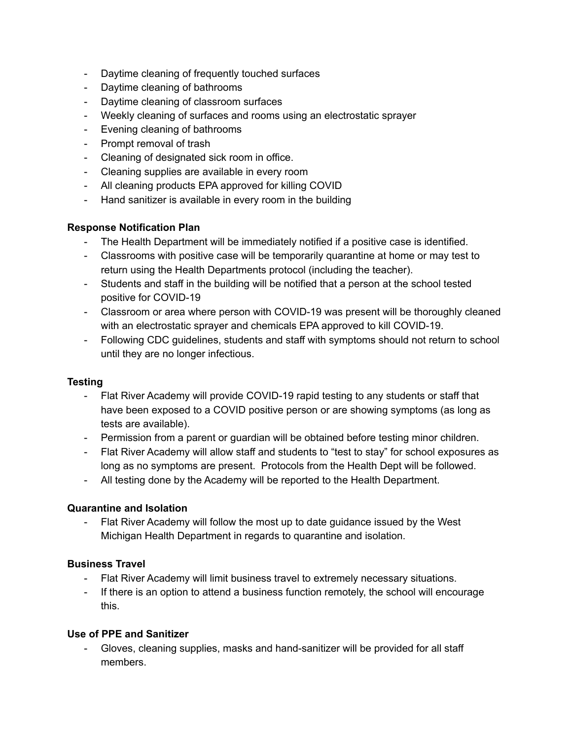- Daytime cleaning of frequently touched surfaces
- Daytime cleaning of bathrooms
- Daytime cleaning of classroom surfaces
- Weekly cleaning of surfaces and rooms using an electrostatic sprayer
- Evening cleaning of bathrooms
- Prompt removal of trash
- Cleaning of designated sick room in office.
- Cleaning supplies are available in every room
- All cleaning products EPA approved for killing COVID
- Hand sanitizer is available in every room in the building

**Response Notification Plan**

- The Health Department will be immediately notified if a positive case is identified.
- Classrooms with positive case will be temporarily quarantine at home or may test to return using the Health Departments protocol (including the teacher).
- Students and staff in the building will be notified that a person at the school tested positive for COVID-19
- Classroom or area where person with COVID-19 was present will be thoroughly cleaned with an electrostatic sprayer and chemicals EPA approved to kill COVID-19.
- Following CDC guidelines, students and staff with symptoms should not return to school until they are no longer infectious.

**Testing**

- Flat River Academy will provide COVID-19 rapid testing to any students or staff that have been exposed to a COVID positive person or are showing symptoms (as long as tests are available).
- Permission from a parent or guardian will be obtained before testing minor children.
- Flat River Academy will allow staff and students to "test to stay" for school exposures as long as no symptoms are present. Protocols from the Health Dept will be followed.
- All testing done by the Academy will be reported to the Health Department.

**Quarantine and Isolation**

- Flat River Academy will follow the most up to date guidance issued by the West Michigan Health Department in regards to quarantine and isolation.

**Business Travel**

- Flat River Academy will limit business travel to extremely necessary situations.
- If there is an option to attend a business function remotely, the school will encourage this.

**Use of PPE and Sanitizer**

- Gloves, cleaning supplies, masks and hand-sanitizer will be provided for all staff members.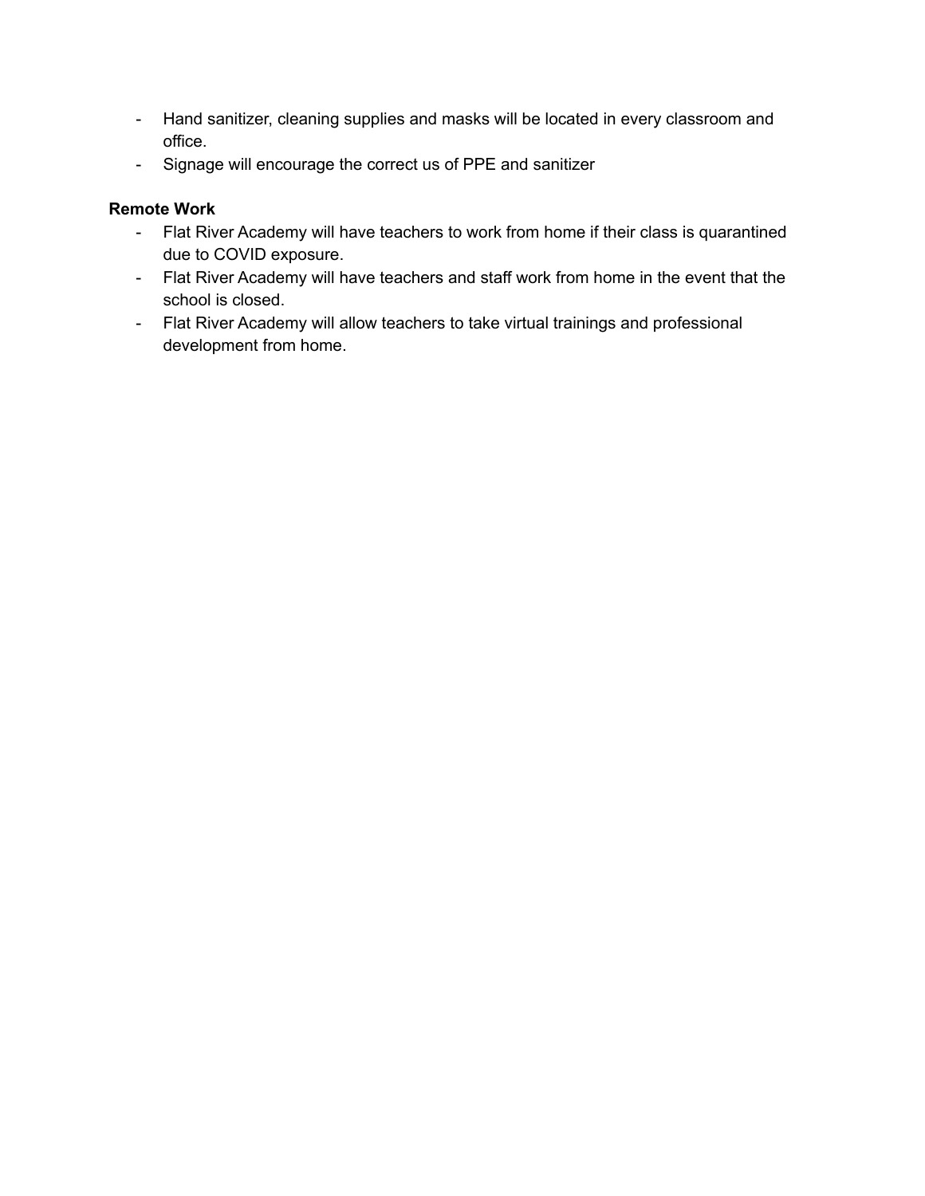- Hand sanitizer, cleaning supplies and masks will be located in every classroom and office.
- Signage will encourage the correct us of PPE and sanitizer

**Remote Work**

- Flat River Academy will have teachers to work from home if their class is quarantined due to COVID exposure.
- Flat River Academy will have teachers and staff work from home in the event that the school is closed.
- Flat River Academy will allow teachers to take virtual trainings and professional development from home.